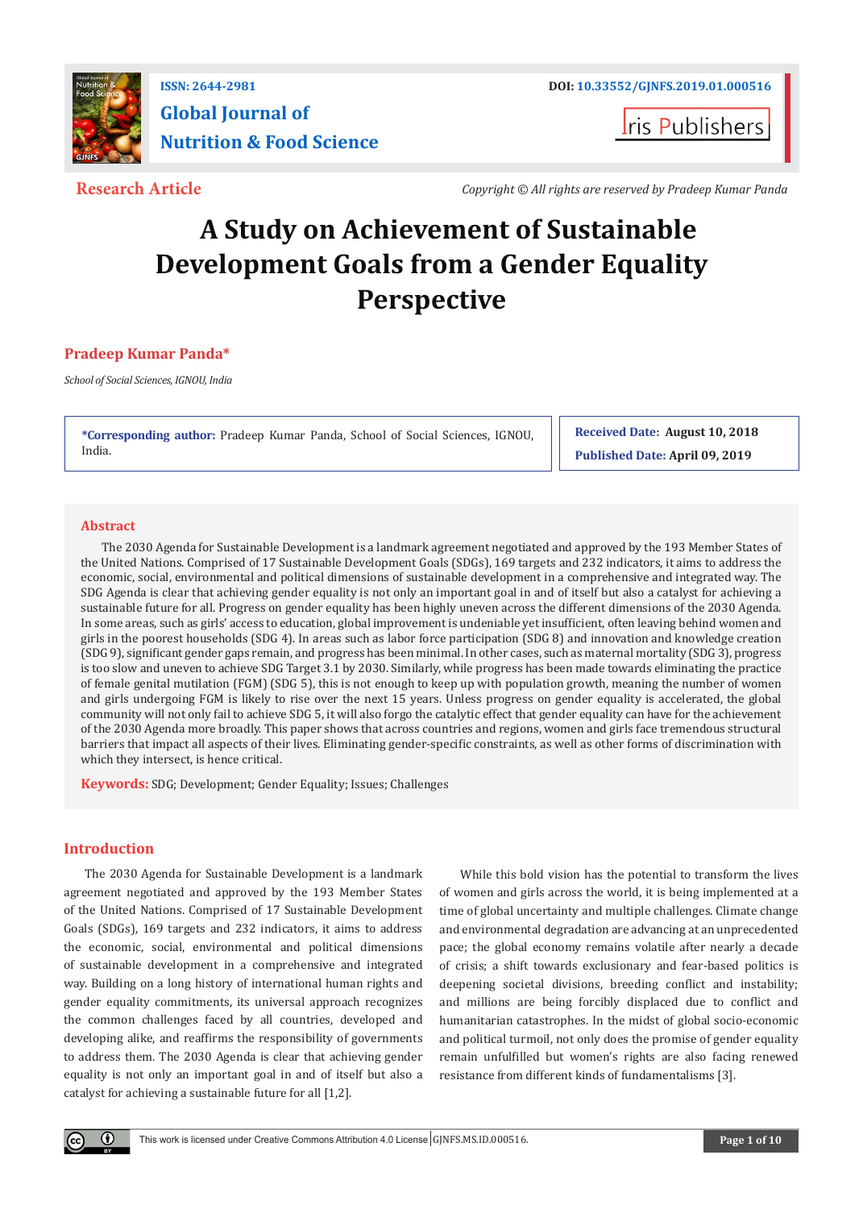ISSN: 2644-2981

DOI: 10.33552/GJNFS.2019.01.000516

**Global Journal of Nutrition & Food Science**

Iris Publishers

**Research Article**

*Copyright © All rights are reserved by Pradeep Kumar Panda*

# A Study on Achievement of Sustainable Development Goals from a Gender Equality Perspective

**Pradeep Kumar Panda***

*School of Social Sciences, IGNOU, India*

***Corresponding author:** Pradeep Kumar Panda, School of Social Sciences, IGNOU, India.

**Received Date:** August 10, 2018

**Published Date:** April 09, 2019

## Abstract

The 2030 Agenda for Sustainable Development is a landmark agreement negotiated and approved by the 193 Member States of the United Nations. Comprised of 17 Sustainable Development Goals (SDGs), 169 targets and 232 indicators, it aims to address the economic, social, environmental and political dimensions of sustainable development in a comprehensive and integrated way. The SDG Agenda is clear that achieving gender equality is not only an important goal in and of itself but also a catalyst for achieving a sustainable future for all. Progress on gender equality has been highly uneven across the different dimensions of the 2030 Agenda. In some areas, such as girls' access to education, global improvement is undeniable yet insufficient, often leaving behind women and girls in the poorest households (SDG 4). In areas such as labor force participation (SDG 8) and innovation and knowledge creation (SDG 9), significant gender gaps remain, and progress has been minimal. In other cases, such as maternal mortality (SDG 3), progress is too slow and uneven to achieve SDG Target 3.1 by 2030. Similarly, while progress has been made towards eliminating the practice of female genital mutilation (FGM) (SDG 5), this is not enough to keep up with population growth, meaning the number of women and girls undergoing FGM is likely to rise over the next 15 years. Unless progress on gender equality is accelerated, the global community will not only fail to achieve SDG 5, it will also forgo the catalytic effect that gender equality can have for the achievement of the 2030 Agenda more broadly. This paper shows that across countries and regions, women and girls face tremendous structural barriers that impact all aspects of their lives. Eliminating gender-specific constraints, as well as other forms of discrimination with which they intersect, is hence critical.

**Keywords:** SDG; Development; Gender Equality; Issues; Challenges

## Introduction

The 2030 Agenda for Sustainable Development is a landmark agreement negotiated and approved by the 193 Member States of the United Nations. Comprised of 17 Sustainable Development Goals (SDGs), 169 targets and 232 indicators, it aims to address the economic, social, environmental and political dimensions of sustainable development in a comprehensive and integrated way. Building on a long history of international human rights and gender equality commitments, its universal approach recognizes the common challenges faced by all countries, developed and developing alike, and reaffirms the responsibility of governments to address them. The 2030 Agenda is clear that achieving gender equality is not only an important goal in and of itself but also a catalyst for achieving a sustainable future for all [1,2].

While this bold vision has the potential to transform the lives of women and girls across the world, it is being implemented at a time of global uncertainty and multiple challenges. Climate change and environmental degradation are advancing at an unprecedented pace; the global economy remains volatile after nearly a decade of crisis; a shift towards exclusionary and fear-based politics is deepening societal divisions, breeding conflict and instability; and millions are being forcibly displaced due to conflict and humanitarian catastrophes. In the midst of global socio-economic and political turmoil, not only does the promise of gender equality remain unfulfilled but women's rights are also facing renewed resistance from different kinds of fundamentalisms [3].

This work is licensed under Creative Commons Attribution 4.0 License | GJNFS.MS.ID.000516.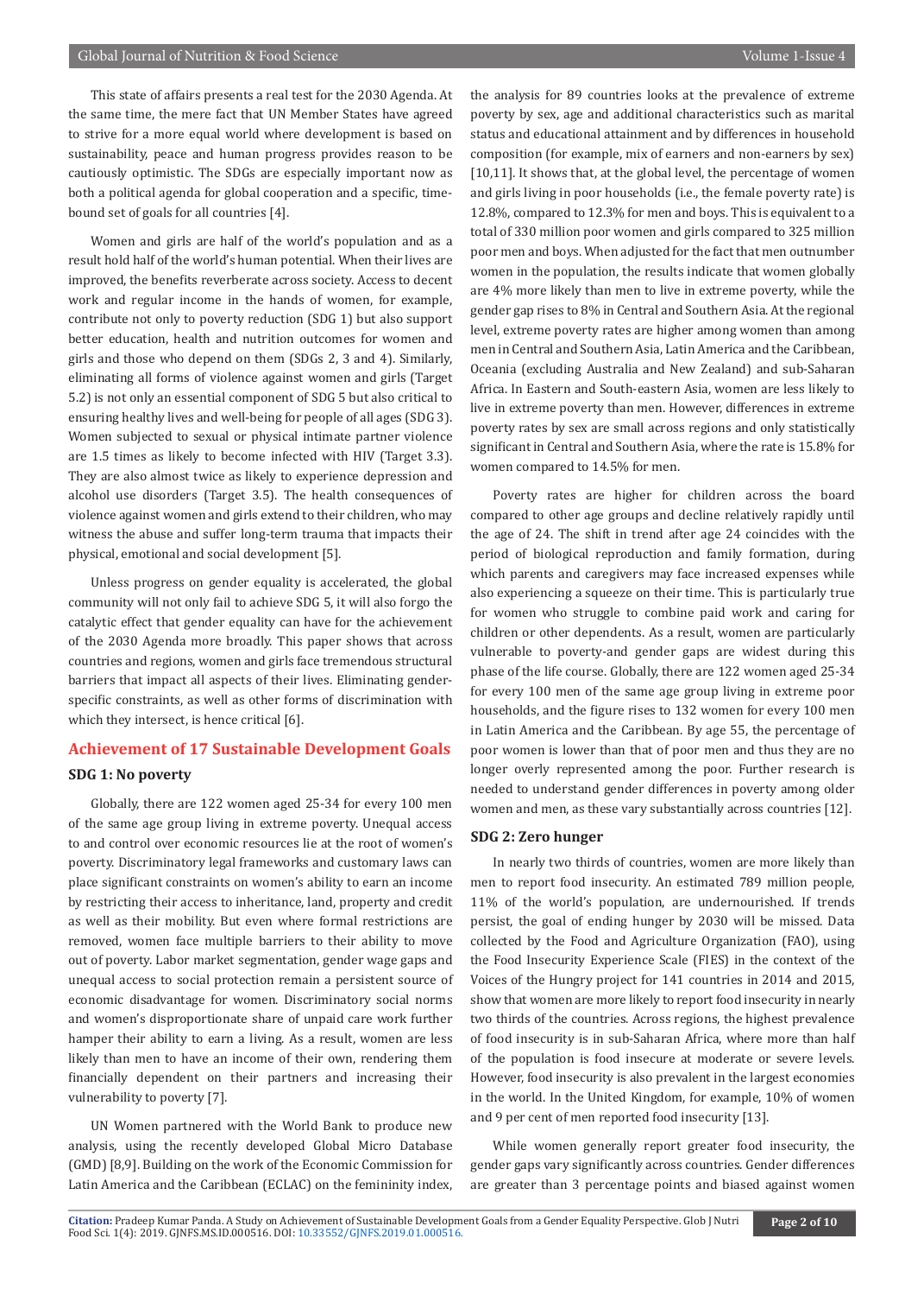This state of affairs presents a real test for the 2030 Agenda. At the same time, the mere fact that UN Member States have agreed to strive for a more equal world where development is based on sustainability, peace and human progress provides reason to be cautiously optimistic. The SDGs are especially important now as both a political agenda for global cooperation and a specific, time-bound set of goals for all countries [4].

Women and girls are half of the world's population and as a result hold half of the world's human potential. When their lives are improved, the benefits reverberate across society. Access to decent work and regular income in the hands of women, for example, contribute not only to poverty reduction (SDG 1) but also support better education, health and nutrition outcomes for women and girls and those who depend on them (SDGs 2, 3 and 4). Similarly, eliminating all forms of violence against women and girls (Target 5.2) is not only an essential component of SDG 5 but also critical to ensuring healthy lives and well-being for people of all ages (SDG 3). Women subjected to sexual or physical intimate partner violence are 1.5 times as likely to become infected with HIV (Target 3.3). They are also almost twice as likely to experience depression and alcohol use disorders (Target 3.5). The health consequences of violence against women and girls extend to their children, who may witness the abuse and suffer long-term trauma that impacts their physical, emotional and social development [5].

Unless progress on gender equality is accelerated, the global community will not only fail to achieve SDG 5, it will also forgo the catalytic effect that gender equality can have for the achievement of the 2030 Agenda more broadly. This paper shows that across countries and regions, women and girls face tremendous structural barriers that impact all aspects of their lives. Eliminating gender-specific constraints, as well as other forms of discrimination with which they intersect, is hence critical [6].

## Achievement of 17 Sustainable Development Goals

### SDG 1: No poverty

Globally, there are 122 women aged 25-34 for every 100 men of the same age group living in extreme poverty. Unequal access to and control over economic resources lie at the root of women's poverty. Discriminatory legal frameworks and customary laws can place significant constraints on women's ability to earn an income by restricting their access to inheritance, land, property and credit as well as their mobility. But even where formal restrictions are removed, women face multiple barriers to their ability to move out of poverty. Labor market segmentation, gender wage gaps and unequal access to social protection remain a persistent source of economic disadvantage for women. Discriminatory social norms and women's disproportionate share of unpaid care work further hamper their ability to earn a living. As a result, women are less likely than men to have an income of their own, rendering them financially dependent on their partners and increasing their vulnerability to poverty [7].

UN Women partnered with the World Bank to produce new analysis, using the recently developed Global Micro Database (GMD) [8,9]. Building on the work of the Economic Commission for Latin America and the Caribbean (ECLAC) on the femininity index, the analysis for 89 countries looks at the prevalence of extreme poverty by sex, age and additional characteristics such as marital status and educational attainment and by differences in household composition (for example, mix of earners and non-earners by sex) [10,11]. It shows that, at the global level, the percentage of women and girls living in poor households (i.e., the female poverty rate) is 12.8%, compared to 12.3% for men and boys. This is equivalent to a total of 330 million poor women and girls compared to 325 million poor men and boys. When adjusted for the fact that men outnumber women in the population, the results indicate that women globally are 4% more likely than men to live in extreme poverty, while the gender gap rises to 8% in Central and Southern Asia. At the regional level, extreme poverty rates are higher among women than among men in Central and Southern Asia, Latin America and the Caribbean, Oceania (excluding Australia and New Zealand) and sub-Saharan Africa. In Eastern and South-eastern Asia, women are less likely to live in extreme poverty than men. However, differences in extreme poverty rates by sex are small across regions and only statistically significant in Central and Southern Asia, where the rate is 15.8% for women compared to 14.5% for men.

Poverty rates are higher for children across the board compared to other age groups and decline relatively rapidly until the age of 24. The shift in trend after age 24 coincides with the period of biological reproduction and family formation, during which parents and caregivers may face increased expenses while also experiencing a squeeze on their time. This is particularly true for women who struggle to combine paid work and caring for children or other dependents. As a result, women are particularly vulnerable to poverty-and gender gaps are widest during this phase of the life course. Globally, there are 122 women aged 25-34 for every 100 men of the same age group living in extreme poor households, and the figure rises to 132 women for every 100 men in Latin America and the Caribbean. By age 55, the percentage of poor women is lower than that of poor men and thus they are no longer overly represented among the poor. Further research is needed to understand gender differences in poverty among older women and men, as these vary substantially across countries [12].

### SDG 2: Zero hunger

In nearly two thirds of countries, women are more likely than men to report food insecurity. An estimated 789 million people, 11% of the world's population, are undernourished. If trends persist, the goal of ending hunger by 2030 will be missed. Data collected by the Food and Agriculture Organization (FAO), using the Food Insecurity Experience Scale (FIES) in the context of the Voices of the Hungry project for 141 countries in 2014 and 2015, show that women are more likely to report food insecurity in nearly two thirds of countries. Across regions, the highest prevalence of food insecurity is in sub-Saharan Africa, where more than half of the population is food insecure at moderate or severe levels. However, food insecurity is also prevalent in the largest economies in the world. In the United Kingdom, for example, 10% of women and 9 per cent of men reported food insecurity [13].

While women generally report greater food insecurity, the gender gaps vary significantly across countries. Gender differences are greater than 3 percentage points and biased against women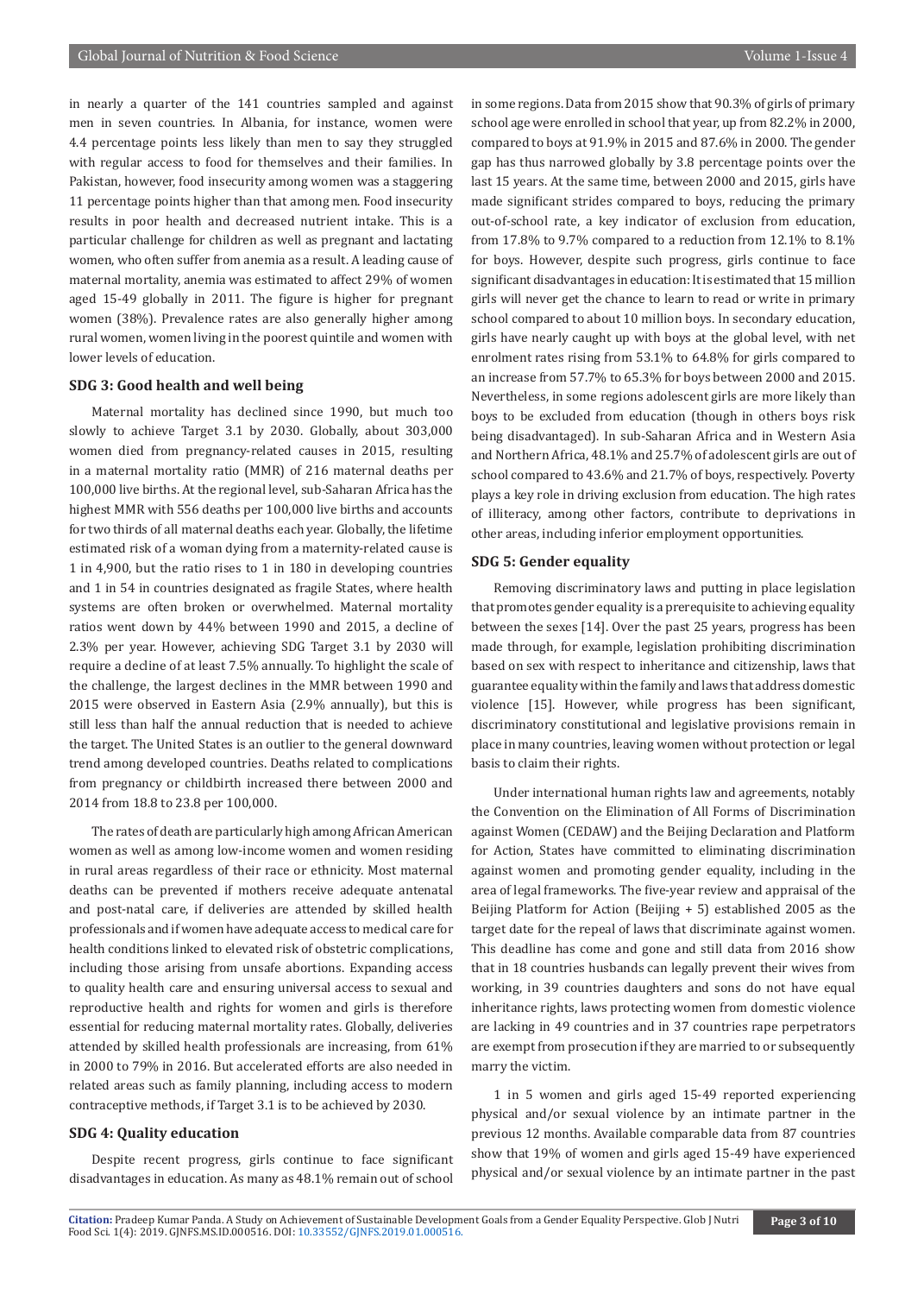in nearly a quarter of the 141 countries sampled and against men in seven countries. In Albania, for instance, women were 4.4 percentage points less likely than men to say they struggled with regular access to food for themselves and their families. In Pakistan, however, food insecurity among women was a staggering 11 percentage points higher than that among men. Food insecurity results in poor health and decreased nutrient intake. This is a particular challenge for children as well as pregnant and lactating women, who often suffer from anemia as a result. A leading cause of maternal mortality, anemia was estimated to affect 29% of women aged 15-49 globally in 2011. The figure is higher for pregnant women (38%). Prevalence rates are also generally higher among rural women, women living in the poorest quintile and women with lower levels of education.

### SDG 3: Good health and well being

Maternal mortality has declined since 1990, but much too slowly to achieve Target 3.1 by 2030. Globally, about 303,000 women died from pregnancy-related causes in 2015, resulting in a maternal mortality ratio (MMR) of 216 maternal deaths per 100,000 live births. At the regional level, sub-Saharan Africa has the highest MMR with 556 deaths per 100,000 live births and accounts for two thirds of all maternal deaths each year. Globally, the lifetime estimated risk of a woman dying from a maternity-related cause is 1 in 4,900, but the ratio rises to 1 in 180 in developing countries and 1 in 54 in countries designated as fragile States, where health systems are often broken or overwhelmed. Maternal mortality ratios went down by 44% between 1990 and 2015, a decline of 2.3% per year. However, achieving SDG Target 3.1 by 2030 will require a decline of at least 7.5% annually. To highlight the scale of the challenge, the largest declines in the MMR between 1990 and 2015 were observed in Eastern Asia (2.9% annually), but this is still less than half the annual reduction that is needed to achieve the target. The United States is an outlier to the general downward trend among developed countries. Deaths related to complications from pregnancy or childbirth increased there between 2000 and 2014 from 18.8 to 23.8 per 100,000.

The rates of death are particularly high among African American women as well as among low-income women and women residing in rural areas regardless of their race or ethnicity. Most maternal deaths can be prevented if mothers receive adequate antenatal and post-natal care, if deliveries are attended by skilled health professionals and if women have adequate access to medical care for health conditions linked to elevated risk of obstetric complications, including those arising from unsafe abortions. Expanding access to quality health care and ensuring universal access to sexual and reproductive health and rights for women and girls is therefore essential for reducing maternal mortality rates. Globally, deliveries attended by skilled health professionals are increasing, from 61% in 2000 to 79% in 2016. But accelerated efforts are also needed in related areas such as family planning, including access to modern contraceptive methods, if Target 3.1 is to be achieved by 2030.

### SDG 4: Quality education

Despite recent progress, girls continue to face significant disadvantages in education. As many as 48.1% remain out of school in some regions. Data from 2015 show that 90.3% of girls of primary school age were enrolled in school that year, up from 82.2% in 2000, compared to boys at 91.9% in 2015 and 87.6% in 2000. The gender gap has thus narrowed globally by 3.8 percentage points over the last 15 years. At the same time, between 2000 and 2015, girls have made significant strides compared to boys, reducing the primary out-of-school rate, a key indicator of exclusion from education, from 17.8% to 9.7% compared to a reduction from 12.1% to 8.1% for boys. However, despite such progress, girls continue to face significant disadvantages in education: It is estimated that 15 million girls will never get the chance to learn to read or write in primary school compared to about 10 million boys. In secondary education, girls have nearly caught up with boys at the global level, with net enrolment rates rising from 53.1% to 64.8% for girls compared to an increase from 57.7% to 65.3% for boys between 2000 and 2015. Nevertheless, in some regions adolescent girls are more likely than boys to be excluded from education (though in others boys risk being disadvantaged). In sub-Saharan Africa and in Western Asia and Northern Africa, 48.1% and 25.7% of adolescent girls are out of school compared to 43.6% and 21.7% of boys, respectively. Poverty plays a key role in driving exclusion from education. The high rates of illiteracy, among other factors, contribute to deprivations in other areas, including inferior employment opportunities.

### SDG 5: Gender equality

Removing discriminatory laws and putting in place legislation that promotes gender equality is a prerequisite to achieving equality between the sexes [14]. Over the past 25 years, progress has been made through, for example, legislation prohibiting discrimination based on sex with respect to inheritance and citizenship, laws that guarantee equality within the family and laws that address domestic violence [15]. However, while progress has been significant, discriminatory constitutional and legislative provisions remain in place in many countries, leaving women without protection or legal basis to claim their rights.

Under international human rights law and agreements, notably the Convention on the Elimination of All Forms of Discrimination against Women (CEDAW) and the Beijing Declaration and Platform for Action, States have committed to eliminating discrimination against women and promoting gender equality, including in the area of legal frameworks. The five-year review and appraisal of the Beijing Platform for Action (Beijing + 5) established 2005 as the target date for the repeal of laws that discriminate against women. This deadline has come and gone and still data from 2016 show that in 18 countries husbands can legally prevent their wives from working, in 39 countries daughters and sons do not have equal inheritance rights, laws protecting women from domestic violence are lacking in 49 countries and in 37 countries rape perpetrators are exempt from prosecution if they are married to or subsequently marry the victim.

1 in 5 women and girls aged 15-49 reported experiencing physical and/or sexual violence by an intimate partner in the previous 12 months. Available comparable data from 87 countries show that 19% of women and girls aged 15-49 have experienced physical and/or sexual violence by an intimate partner in the past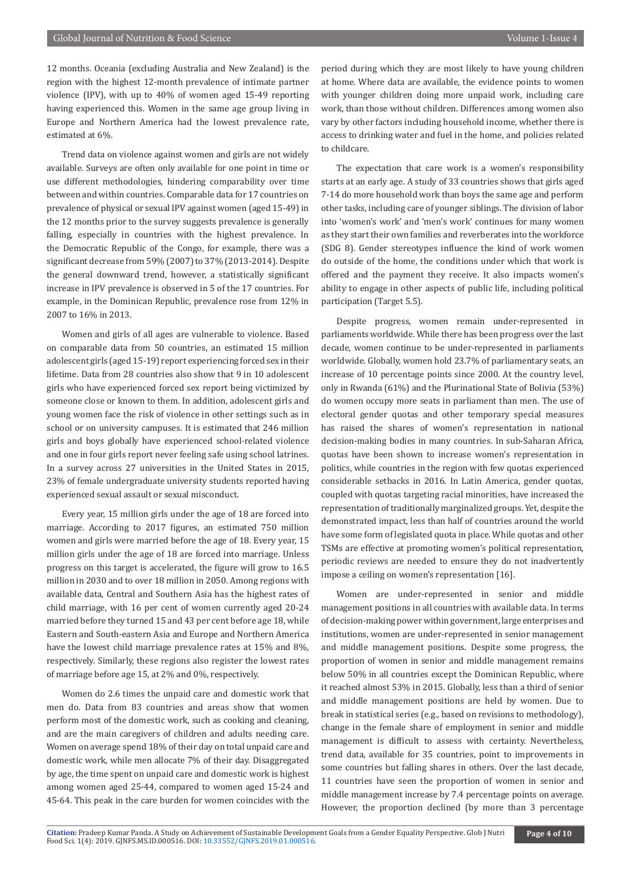12 months. Oceania (excluding Australia and New Zealand) is the region with the highest 12-month prevalence of intimate partner violence (IPV), with up to 40% of women aged 15-49 reporting having experienced this. Women in the same age group living in Europe and Northern America had the lowest prevalence rate, estimated at 6%.

Trend data on violence against women and girls are not widely available. Surveys are often only available for one point in time or use different methodologies, hindering comparability over time between and within countries. Comparable data for 17 countries on prevalence of physical or sexual IPV against women (aged 15-49) in the 12 months prior to the survey suggests prevalence is generally falling, especially in countries with the highest prevalence. In the Democratic Republic of the Congo, for example, there was a significant decrease from 59% (2007) to 37% (2013-2014). Despite the general downward trend, however, a statistically significant increase in IPV prevalence is observed in 5 of the 17 countries. For example, in the Dominican Republic, prevalence rose from 12% in 2007 to 16% in 2013.

Women and girls of all ages are vulnerable to violence. Based on comparable data from 50 countries, an estimated 15 million adolescent girls (aged 15-19) report experiencing forced sex in their lifetime. Data from 28 countries also show that 9 in 10 adolescent girls who have experienced forced sex report being victimized by someone close or known to them. In addition, adolescent girls and young women face the risk of violence in other settings such as in school or on university campuses. It is estimated that 246 million girls and boys globally have experienced school-related violence and one in four girls report never feeling safe using school latrines. In a survey across 27 universities in the United States in 2015, 23% of female undergraduate university students reported having experienced sexual assault or sexual misconduct.

Every year, 15 million girls under the age of 18 are forced into marriage. According to 2017 figures, an estimated 750 million women and girls were married before the age of 18. Every year, 15 million girls under the age of 18 are forced into marriage. Unless progress on this target is accelerated, the figure will grow to 16.5 million in 2030 and to over 18 million in 2050. Among regions with available data, Central and Southern Asia has the highest rates of child marriage, with 16 per cent of women currently aged 20-24 married before they turned 15 and 43 per cent before age 18, while Eastern and South-eastern Asia and Europe and Northern America have the lowest child marriage prevalence rates at 15% and 8%, respectively. Similarly, these regions also register the lowest rates of marriage before age 15, at 2% and 0%, respectively.

Women do 2.6 times the unpaid care and domestic work that men do. Data from 83 countries and areas show that women perform most of the domestic work, such as cooking and cleaning, and are the main caregivers of children and adults needing care. Women on average spend 18% of their day on total unpaid care and domestic work, while men allocate 7% of their day. Disaggregated by age, the time spent on unpaid care and domestic work is highest among women aged 25-44, compared to women aged 15-24 and 45-64. This peak in the care burden for women coincides with the period during which they are most likely to have young children at home. Where data are available, the evidence points to women with younger children doing more unpaid work, including care work, than those without children. Differences among women also vary by other factors including household income, whether there is access to drinking water and fuel in the home, and policies related to childcare.

The expectation that care work is a women's responsibility starts at an early age. A study of 33 countries shows that girls aged 7-14 do more household work than boys the same age and perform other tasks, including care of younger siblings. The division of labor into 'women's work' and 'men's work' continues for many women as they start their own families and reverberates into the workforce (SDG 8). Gender stereotypes influence the kind of work women do outside of the home, the conditions under which that work is offered and the payment they receive. It also impacts women's ability to engage in other aspects of public life, including political participation (Target 5.5).

Despite progress, women remain under-represented in parliaments worldwide. While there has been progress over the last decade, women continue to be under-represented in parliaments worldwide. Globally, women hold 23.7% of parliamentary seats, an increase of 10 percentage points since 2000. At the country level, only in Rwanda (61%) and the Plurinational State of Bolivia (53%) do women occupy more seats in parliament than men. The use of electoral gender quotas and other temporary special measures has raised the shares of women's representation in national decision-making bodies in many countries. In sub-Saharan Africa, quotas have been shown to increase women's representation in politics, while countries in the region with few quotas experienced considerable setbacks in 2016. In Latin America, gender quotas, coupled with quotas targeting racial minorities, have increased the representation of traditionally marginalized groups. Yet, despite the demonstrated impact, less than half of countries around the world have some form of legislated quota in place. While quotas and other TSMs are effective at promoting women's political representation, periodic reviews are needed to ensure they do not inadvertently impose a ceiling on women's representation [16].

Women are under-represented in senior and middle management positions in all countries with available data. In terms of decision-making power within government, large enterprises and institutions, women are under-represented in senior management and middle management positions. Despite some progress, the proportion of women in senior and middle management remains below 50% in all countries except the Dominican Republic, where it reached almost 53% in 2015. Globally, less than a third of senior and middle management positions are held by women. Due to break in statistical series (e.g., based on revisions to methodology), change in the female share of employment in senior and middle management is difficult to assess with certainty. Nevertheless, trend data, available for 35 countries, point to improvements in some countries but falling shares in others. Over the last decade, 11 countries have seen the proportion of women in senior and middle management increase by 7.4 percentage points on average. However, the proportion declined (by more than 3 percentage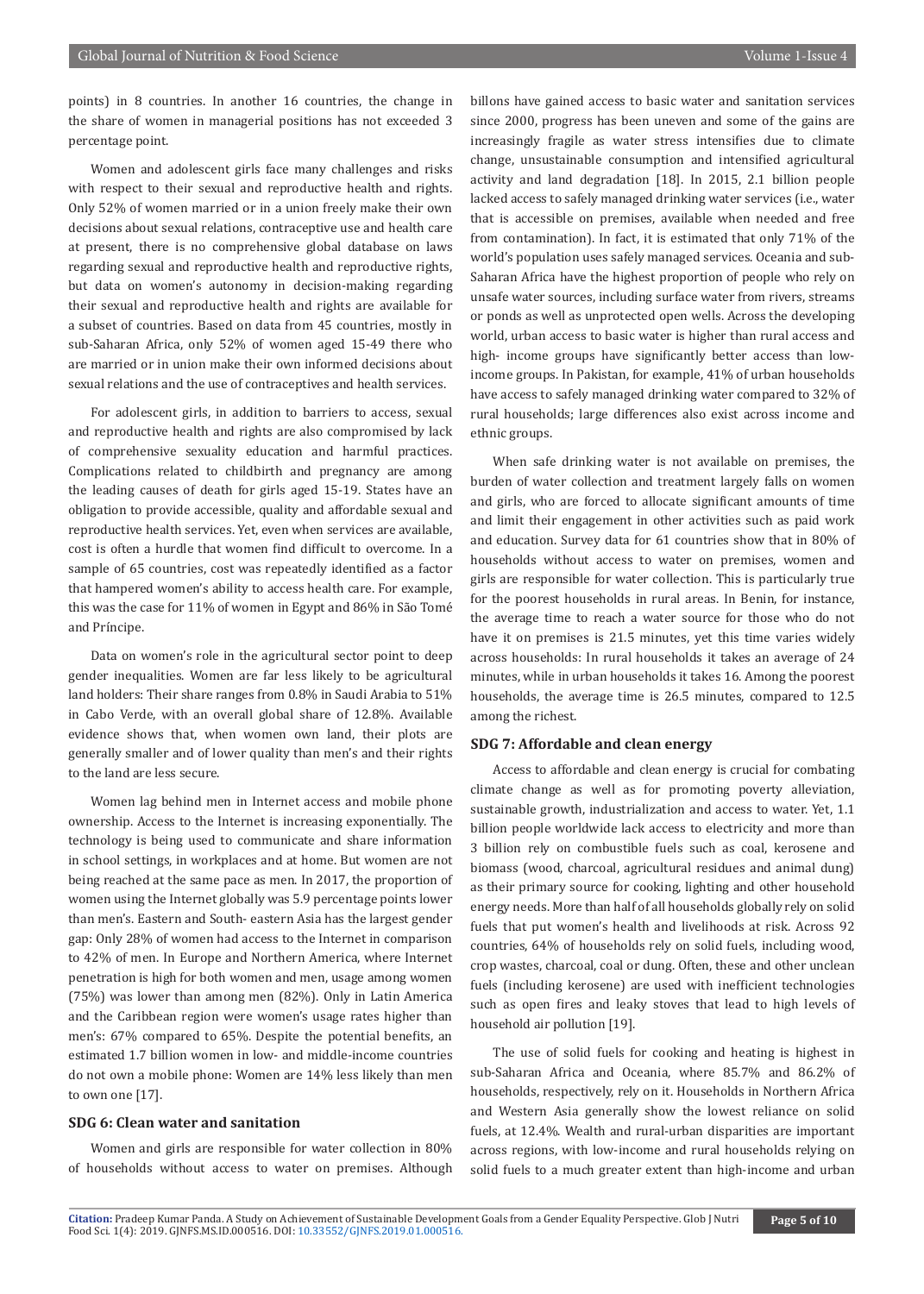points) in 8 countries. In another 16 countries, the change in the share of women in managerial positions has not exceeded 3 percentage point.

Women and adolescent girls face many challenges and risks with respect to their sexual and reproductive health and rights. Only 52% of women married or in a union freely make their own decisions about sexual relations, contraceptive use and health care at present, there is no comprehensive global database on laws regarding sexual and reproductive health and reproductive rights, but data on women's autonomy in decision-making regarding their sexual and reproductive health and rights are available for a subset of countries. Based on data from 45 countries, mostly in sub-Saharan Africa, only 52% of women aged 15-49 there who are married or in union make their own informed decisions about sexual relations and the use of contraceptives and health services.

For adolescent girls, in addition to barriers to access, sexual and reproductive health and rights are also compromised by lack of comprehensive sexuality education and harmful practices. Complications related to childbirth and pregnancy are among the leading causes of death for girls aged 15-19. States have an obligation to provide accessible, quality and affordable sexual and reproductive health services. Yet, even when services are available, cost is often a hurdle that women find difficult to overcome. In a sample of 65 countries, cost was repeatedly identified as a factor that hampered women's ability to access health care. For example, this was the case for 11% of women in Egypt and 86% in São Tomé and Príncipe.

Data on women's role in the agricultural sector point to deep gender inequalities. Women are far less likely to be agricultural land holders: Their share ranges from 0.8% in Saudi Arabia to 51% in Cabo Verde, with an overall global share of 12.8%. Available evidence shows that, when women own land, their plots are generally smaller and of lower quality than men's and their rights to the land are less secure.

Women lag behind men in Internet access and mobile phone ownership. Access to the Internet is increasing exponentially. The technology is being used to communicate and share information in school settings, in workplaces and at home. But women are not being reached at the same pace as men. In 2017, the proportion of women using the Internet globally was 5.9 percentage points lower than men's. Eastern and South- eastern Asia has the largest gender gap: Only 28% of women had access to the Internet in comparison to 42% of men. In Europe and Northern America, where Internet penetration is high for both women and men, usage among women (75%) was lower than among men (82%). Only in Latin America and the Caribbean region were women's usage rates higher than men's: 67% compared to 65%. Despite the potential benefits, an estimated 1.7 billion women in low- and middle-income countries do not own a mobile phone: Women are 14% less likely than men to own one [17].

### SDG 6: Clean water and sanitation

Women and girls are responsible for water collection in 80% of households without access to water on premises. Although billons have gained access to basic water and sanitation services since 2000, progress has been uneven and some of the gains are increasingly fragile as water stress intensifies due to climate change, unsustainable consumption and intensified agricultural activity and land degradation [18]. In 2015, 2.1 billion people lacked access to safely managed drinking water services (i.e., water that is accessible on premises, available when needed and free from contamination). In fact, it is estimated that only 71% of the world's population uses safely managed services. Oceania and sub-Saharan Africa have the highest proportion of people who rely on unsafe water sources, including surface water from rivers, streams or ponds as well as unprotected open wells. Across the developing world, urban access to basic water is higher than rural access and high- income groups have significantly better access than low-income groups. In Pakistan, for example, 41% of urban households have access to safely managed drinking water compared to 32% of rural households; large differences also exist across income and ethnic groups.

When safe drinking water is not available on premises, the burden of water collection and treatment largely falls on women and girls, who are forced to allocate significant amounts of time and limit their engagement in other activities such as paid work and education. Survey data for 61 countries show that in 80% of households without access to water on premises, women and girls are responsible for water collection. This is particularly true for the poorest households in rural areas. In Benin, for instance, the average time to reach a water source for those who do not have it on premises is 21.5 minutes, yet this time varies widely across households: In rural households it takes an average of 24 minutes, while in urban households it takes 16. Among the poorest households, the average time is 26.5 minutes, compared to 12.5 among the richest.

### SDG 7: Affordable and clean energy

Access to affordable and clean energy is crucial for combating climate change as well as for promoting poverty alleviation, sustainable growth, industrialization and access to water. Yet, 1.1 billion people worldwide lack access to electricity and more than 3 billion rely on combustible fuels such as coal, kerosene and biomass (wood, charcoal, agricultural residues and animal dung) as their primary source for cooking, lighting and other household energy needs. More than half of all households globally rely on solid fuels that put women's health and livelihoods at risk. Across 92 countries, 64% of households rely on solid fuels, including wood, crop wastes, charcoal, coal or dung. Often, these and other unclean fuels (including kerosene) are used with inefficient technologies such as open fires and leaky stoves that lead to high levels of household air pollution [19].

The use of solid fuels for cooking and heating is highest in sub-Saharan Africa and Oceania, where 85.7% and 86.2% of households, respectively, rely on it. Households in Northern Africa and Western Asia generally show the lowest reliance on solid fuels, at 12.4%. Wealth and rural-urban disparities are important across regions, with low-income and rural households relying on solid fuels to a much greater extent than high-income and urban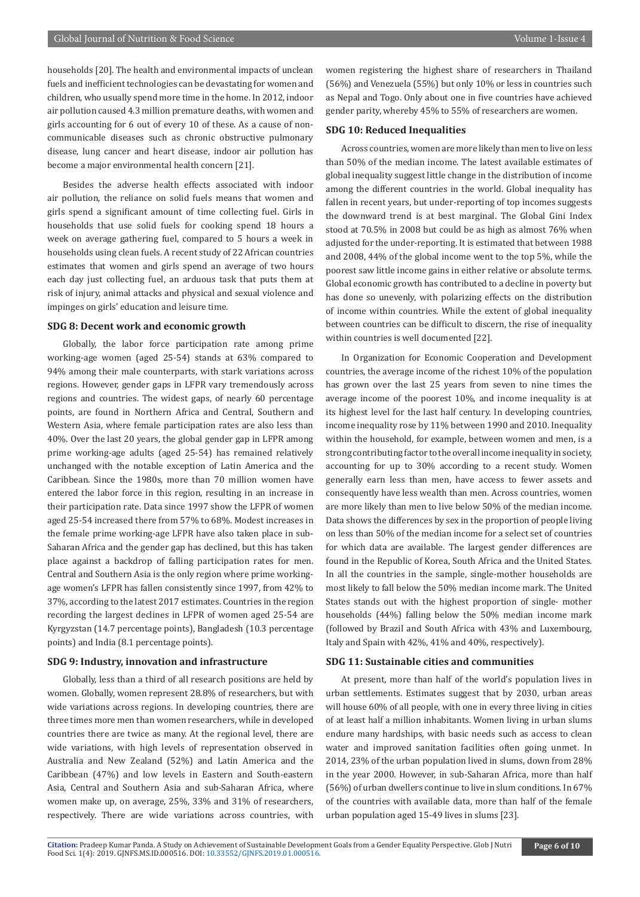households [20]. The health and environmental impacts of unclean fuels and inefficient technologies can be devastating for women and children, who usually spend more time in the home. In 2012, indoor air pollution caused 4.3 million premature deaths, with women and girls accounting for 6 out of every 10 of these. As a cause of non-communicable diseases such as chronic obstructive pulmonary disease, lung cancer and heart disease, indoor air pollution has become a major environmental health concern [21].

Besides the adverse health effects associated with indoor air pollution, the reliance on solid fuels means that women and girls spend a significant amount of time collecting fuel. Girls in households that use solid fuels for cooking spend 18 hours a week on average gathering fuel, compared to 5 hours a week in households using clean fuels. A recent study of 22 African countries estimates that women and girls spend an average of two hours each day just collecting fuel, an arduous task that puts them at risk of injury, animal attacks and physical and sexual violence and impinges on girls' education and leisure time.

### SDG 8: Decent work and economic growth

Globally, the labor force participation rate among prime working-age women (aged 25-54) stands at 63% compared to 94% among their male counterparts, with stark variations across regions. However, gender gaps in LFPR vary tremendously across regions and countries. The widest gaps, of nearly 60 percentage points, are found in Northern Africa and Central, Southern and Western Asia, where female participation rates are also less than 40%. Over the last 20 years, the global gender gap in LFPR among prime working-age adults (aged 25-54) has remained relatively unchanged with the notable exception of Latin America and the Caribbean. Since the 1980s, more than 70 million women have entered the labor force in this region, resulting in an increase in their participation rate. Data since 1997 show the LFPR of women aged 25-54 increased there from 57% to 68%. Modest increases in the female prime working-age LFPR have also taken place in sub-Saharan Africa and the gender gap has declined, but this has taken place against a backdrop of falling participation rates for men. Central and Southern Asia is the only region where prime working-age women's LFPR has fallen consistently since 1997, from 42% to 37%, according to the latest 2017 estimates. Countries in the region recording the largest declines in LFPR of women aged 25-54 are Kyrgyzstan (14.7 percentage points), Bangladesh (10.3 percentage points) and India (8.1 percentage points).

### SDG 9: Industry, innovation and infrastructure

Globally, less than a third of all research positions are held by women. Globally, women represent 28.8% of researchers, but with wide variations across regions. In developing countries, there are three times more men than women researchers, while in developed countries there are twice as many. At the regional level, there are wide variations, with high levels of representation observed in Australia and New Zealand (52%) and Latin America and the Caribbean (47%) and low levels in Eastern and South-eastern Asia, Central and Southern Asia and sub-Saharan Africa, where women make up, on average, 25%, 33% and 31% of researchers, respectively. There are wide variations across countries, with women registering the highest share of researchers in Thailand (56%) and Venezuela (55%) but only 10% or less in countries such as Nepal and Togo. Only about one in five countries have achieved gender parity, whereby 45% to 55% of researchers are women.

### SDG 10: Reduced Inequalities

Across countries, women are more likely than men to live on less than 50% of the median income. The latest available estimates of global inequality suggest little change in the distribution of income among the different countries in the world. Global inequality has fallen in recent years, but under-reporting of top incomes suggests the downward trend is at best marginal. The Global Gini Index stood at 70.5% in 2008 but could be as high as almost 76% when adjusted for the under-reporting. It is estimated that between 1988 and 2008, 44% of the global income went to the top 5%, while the poorest saw little income gains in either relative or absolute terms. Global economic growth has contributed to a decline in poverty but has done so unevenly, with polarizing effects on the distribution of income within countries. While the extent of global inequality between countries can be difficult to discern, the rise of inequality within countries is well documented [22].

In Organization for Economic Cooperation and Development countries, the average income of the richest 10% of the population has grown over the last 25 years from seven to nine times the average income of the poorest 10%, and income inequality is at its highest level for the last half century. In developing countries, income inequality rose by 11% between 1990 and 2010. Inequality within the household, for example, between women and men, is a strong contributing factor to the overall income inequality in society, accounting for up to 30% according to a recent study. Women generally earn less than men, have access to fewer assets and consequently have less wealth than men. Across countries, women are more likely than men to live below 50% of the median income. Data shows the differences by sex in the proportion of people living on less than 50% of the median income for a select set of countries for which data are available. The largest gender differences are found in the Republic of Korea, South Africa and the United States. In all the countries in the sample, single-mother households are most likely to fall below the 50% median income mark. The United States stands out with the highest proportion of single- mother households (44%) falling below the 50% median income mark (followed by Brazil and South Africa with 43% and Luxembourg, Italy and Spain with 42%, 41% and 40%, respectively).

### SDG 11: Sustainable cities and communities

At present, more than half of the world's population lives in urban settlements. Estimates suggest that by 2030, urban areas will house 60% of all people, with one in every three living in cities of at least half a million inhabitants. Women living in urban slums endure many hardships, with basic needs such as access to clean water and improved sanitation facilities often going unmet. In 2014, 23% of the urban population lived in slums, down from 28% in the year 2000. However, in sub-Saharan Africa, more than half (56%) of urban dwellers continue to live in slum conditions. In 67% of the countries with available data, more than half of the female urban population aged 15-49 lives in slums [23].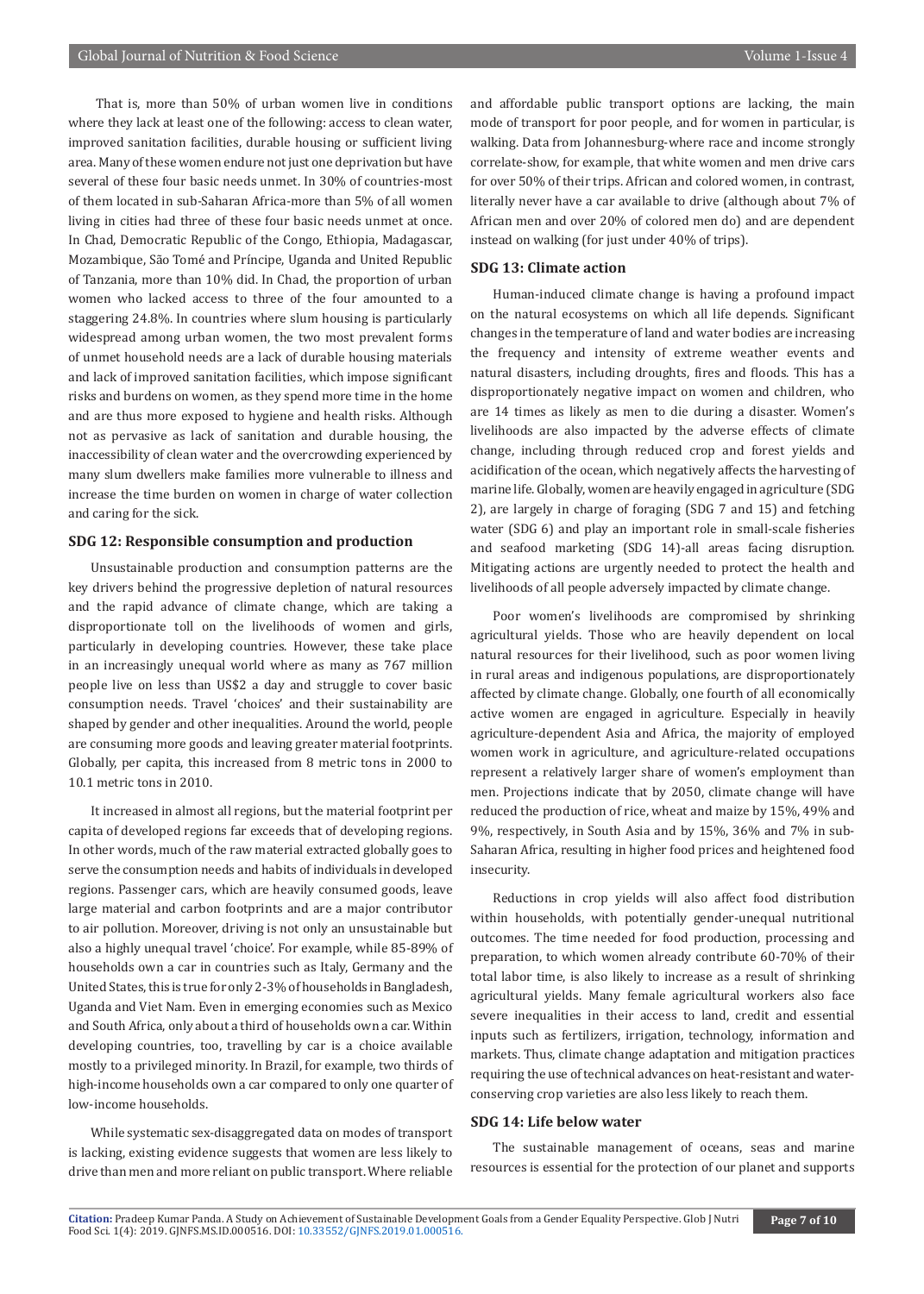That is, more than 50% of urban women live in conditions where they lack at least one of the following: access to clean water, improved sanitation facilities, durable housing or sufficient living area. Many of these women endure not just one deprivation but have several of these four basic needs unmet. In 30% of countries-most of them located in sub-Saharan Africa-more than 5% of all women living in cities had three of these four basic needs unmet at once. In Chad, Democratic Republic of the Congo, Ethiopia, Madagascar, Mozambique, São Tomé and Príncipe, Uganda and United Republic of Tanzania, more than 10% did. In Chad, the proportion of urban women who lacked access to three of the four amounted to a staggering 24.8%. In countries where slum housing is particularly widespread among urban women, the two most prevalent forms of unmet household needs are a lack of durable housing materials and lack of improved sanitation facilities, which impose significant risks and burdens on women, as they spend more time in the home and are thus more exposed to hygiene and health risks. Although not as pervasive as lack of sanitation and durable housing, the inaccessibility of clean water and the overcrowding experienced by many slum dwellers make families more vulnerable to illness and increase the time burden on women in charge of water collection and caring for the sick.

### SDG 12: Responsible consumption and production

Unsustainable production and consumption patterns are the key drivers behind the progressive depletion of natural resources and the rapid advance of climate change, which are taking a disproportionate toll on the livelihoods of women and girls, particularly in developing countries. However, these take place in an increasingly unequal world where as many as 767 million people live on less than US$2 a day and struggle to cover basic consumption needs. Travel 'choices' and their sustainability are shaped by gender and other inequalities. Around the world, people are consuming more goods and leaving greater material footprints. Globally, per capita, this increased from 8 metric tons in 2000 to 10.1 metric tons in 2010.

It increased in almost all regions, but the material footprint per capita of developed regions far exceeds that of developing regions. In other words, much of the raw material extracted globally goes to serve the consumption needs and habits of individuals in developed regions. Passenger cars, which are heavily consumed goods, leave large material and carbon footprints and are a major contributor to air pollution. Moreover, driving is not only an unsustainable but also a highly unequal travel 'choice'. For example, while 85-89% of households own a car in countries such as Italy, Germany and the United States, this is true for only 2-3% of households in Bangladesh, Uganda and Viet Nam. Even in emerging economies such as Mexico and South Africa, only about a third of households own a car. Within developing countries, too, travelling by car is a choice available mostly to a privileged minority. In Brazil, for example, two thirds of high-income households own a car compared to only one quarter of low-income households.

While systematic sex-disaggregated data on modes of transport is lacking, existing evidence suggests that women are less likely to drive than men and more reliant on public transport. Where reliable and affordable public transport options are lacking, the main mode of transport for poor people, and for women in particular, is walking. Data from Johannesburg-where race and income strongly correlate-show, for example, that white women and men drive cars for over 50% of their trips. African and colored women, in contrast, literally never have a car available to drive (although about 7% of African men and over 20% of colored men do) and are dependent instead on walking (for just under 40% of trips).

### SDG 13: Climate action

Human-induced climate change is having a profound impact on the natural ecosystems on which all life depends. Significant changes in the temperature of land and water bodies are increasing the frequency and intensity of extreme weather events and natural disasters, including droughts, fires and floods. This has a disproportionately negative impact on women and children, who are 14 times as likely as men to die during a disaster. Women's livelihoods are also impacted by the adverse effects of climate change, including through reduced crop and forest yields and acidification of the ocean, which negatively affects the harvesting of marine life. Globally, women are heavily engaged in agriculture (SDG 2), are largely in charge of foraging (SDG 7 and 15) and fetching water (SDG 6) and play an important role in small-scale fisheries and seafood marketing (SDG 14)-all areas facing disruption. Mitigating actions are urgently needed to protect the health and livelihoods of all people adversely impacted by climate change.

Poor women's livelihoods are compromised by shrinking agricultural yields. Those who are heavily dependent on local natural resources for their livelihood, such as poor women living in rural areas and indigenous populations, are disproportionately affected by climate change. Globally, one fourth of all economically active women are engaged in agriculture. Especially in heavily agriculture-dependent Asia and Africa, the majority of employed women work in agriculture, and agriculture-related occupations represent a relatively larger share of women's employment than men. Projections indicate that by 2050, climate change will have reduced the production of rice, wheat and maize by 15%, 49% and 9%, respectively, in South Asia and by 15%, 36% and 7% in sub-Saharan Africa, resulting in higher food prices and heightened food insecurity.

Reductions in crop yields will also affect food distribution within households, with potentially gender-unequal nutritional outcomes. The time needed for food production, processing and preparation, to which women already contribute 60-70% of their total labor time, is also likely to increase as a result of shrinking agricultural yields. Many female agricultural workers also face severe inequalities in their access to land, credit and essential inputs such as fertilizers, irrigation, technology, information and markets. Thus, climate change adaptation and mitigation practices requiring the use of technical advances on heat-resistant and water-conserving crop varieties are also less likely to reach them.

### SDG 14: Life below water

The sustainable management of oceans, seas and marine resources is essential for the protection of our planet and supports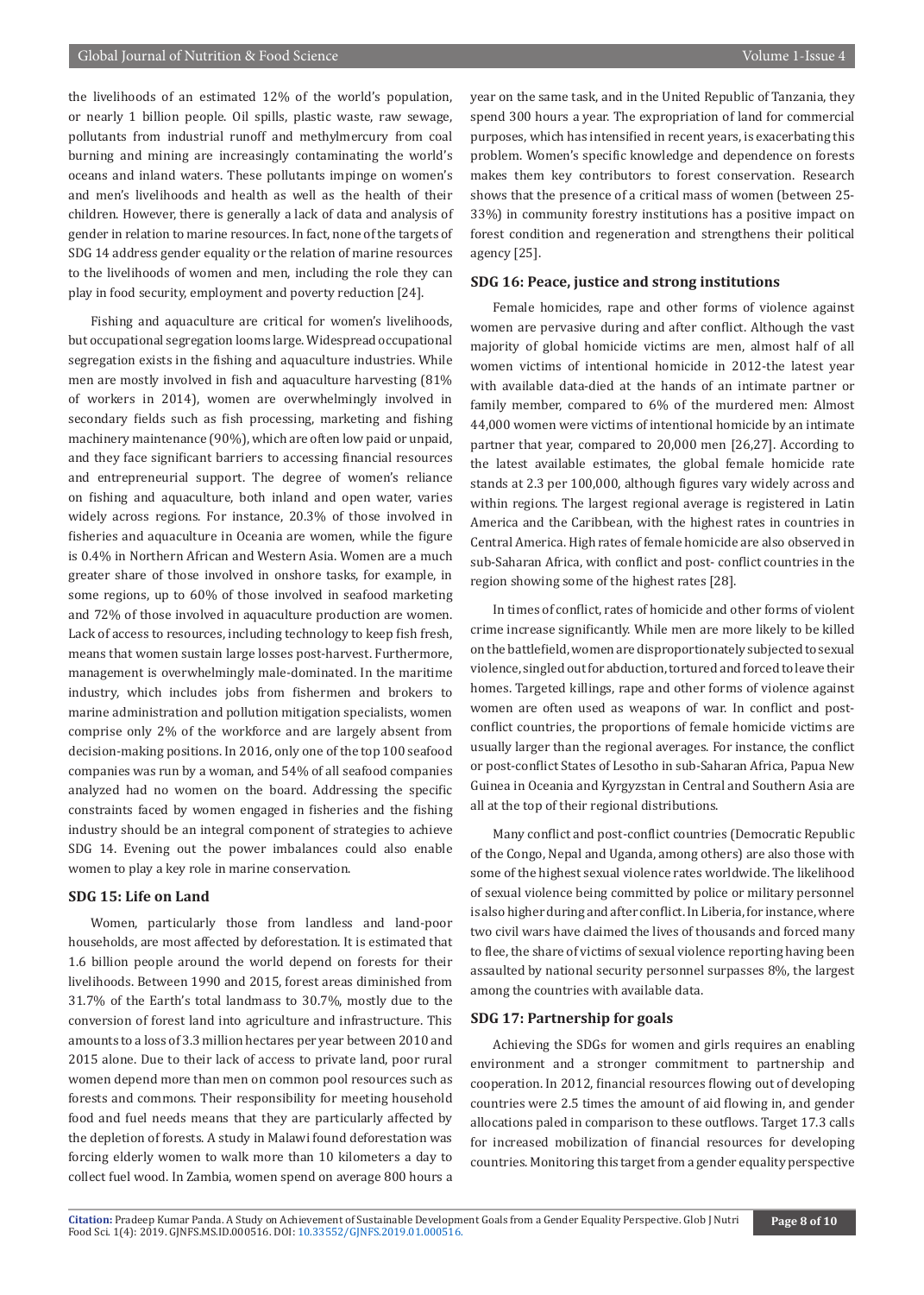the livelihoods of an estimated 12% of the world's population, or nearly 1 billion people. Oil spills, plastic waste, raw sewage, pollutants from industrial runoff and methylmercury from coal burning and mining are increasingly contaminating the world's oceans and inland waters. These pollutants impinge on women's and men's livelihoods and health as well as the health of their children. However, there is generally a lack of data and analysis of gender in relation to marine resources. In fact, none of the targets of SDG 14 address gender equality or the relation of marine resources to the livelihoods of women and men, including the role they can play in food security, employment and poverty reduction [24].

Fishing and aquaculture are critical for women's livelihoods, but occupational segregation looms large. Widespread occupational segregation exists in the fishing and aquaculture industries. While men are mostly involved in fish and aquaculture harvesting (81% of workers in 2014), women are overwhelmingly involved in secondary fields such as fish processing, marketing and fishing machinery maintenance (90%), which are often low paid or unpaid, and they face significant barriers to accessing financial resources and entrepreneurial support. The degree of women's reliance on fishing and aquaculture, both inland and open water, varies widely across regions. For instance, 20.3% of those involved in fisheries and aquaculture in Oceania are women, while the figure is 0.4% in Northern African and Western Asia. Women are a much greater share of those involved in onshore tasks, for example, in some regions, up to 60% of those involved in seafood marketing and 72% of those involved in aquaculture production are women. Lack of access to resources, including technology to keep fish fresh, means that women sustain large losses post-harvest. Furthermore, management is overwhelmingly male-dominated. In the maritime industry, which includes jobs from fishermen and brokers to marine administration and pollution mitigation specialists, women comprise only 2% of the workforce and are largely absent from decision-making positions. In 2016, only one of the top 100 seafood companies was run by a woman, and 54% of all seafood companies analyzed had no women on the board. Addressing the specific constraints faced by women engaged in fisheries and the fishing industry should be an integral component of strategies to achieve SDG 14. Evening out the power imbalances could also enable women to play a key role in marine conservation.

### SDG 15: Life on Land

Women, particularly those from landless and land-poor households, are most affected by deforestation. It is estimated that 1.6 billion people around the world depend on forests for their livelihoods. Between 1990 and 2015, forest areas diminished from 31.7% of the Earth's total landmass to 30.7%, mostly due to the conversion of forest land into agriculture and infrastructure. This amounts to a loss of 3.3 million hectares per year between 2010 and 2015 alone. Due to their lack of access to private land, poor rural women depend more than men on common pool resources such as forests and commons. Their responsibility for meeting household food and fuel needs means that they are particularly affected by the depletion of forests. A study in Malawi found deforestation was forcing elderly women to walk more than 10 kilometers a day to collect fuel wood. In Zambia, women spend on average 800 hours a year on the same task, and in the United Republic of Tanzania, they spend 300 hours a year. The expropriation of land for commercial purposes, which has intensified in recent years, is exacerbating this problem. Women's specific knowledge and dependence on forests makes them key contributors to forest conservation. Research shows that the presence of a critical mass of women (between 25-33%) in community forestry institutions has a positive impact on forest condition and regeneration and strengthens their political agency [25].

### SDG 16: Peace, justice and strong institutions

Female homicides, rape and other forms of violence against women are pervasive during and after conflict. Although the vast majority of global homicide victims are men, almost half of all women victims of intentional homicide in 2012-the latest year with available data-died at the hands of an intimate partner or family member, compared to 6% of the murdered men: Almost 44,000 women were victims of intentional homicide by an intimate partner that year, compared to 20,000 men [26,27]. According to the latest available estimates, the global female homicide rate stands at 2.3 per 100,000, although figures vary widely across and within regions. The largest regional average is registered in Latin America and the Caribbean, with the highest rates in countries in Central America. High rates of female homicide are also observed in sub-Saharan Africa, with conflict and post- conflict countries in the region showing some of the highest rates [28].

In times of conflict, rates of homicide and other forms of violent crime increase significantly. While men are more likely to be killed on the battlefield, women are disproportionately subjected to sexual violence, singled out for abduction, tortured and forced to leave their homes. Targeted killings, rape and other forms of violence against women are often used as weapons of war. In conflict and post-conflict countries, the proportions of female homicide victims are usually larger than the regional averages. For instance, the conflict or post-conflict States of Lesotho in sub-Saharan Africa, Papua New Guinea in Oceania and Kyrgyzstan in Central and Southern Asia are all at the top of their regional distributions.

Many conflict and post-conflict countries (Democratic Republic of the Congo, Nepal and Uganda, among others) are also those with some of the highest sexual violence rates worldwide. The likelihood of sexual violence being committed by police or military personnel is also higher during and after conflict. In Liberia, for instance, where two civil wars have claimed the lives of thousands and forced many to flee, the share of victims of sexual violence reporting having been assaulted by national security personnel surpasses 8%, the largest among the countries with available data.

### SDG 17: Partnership for goals

Achieving the SDGs for women and girls requires an enabling environment and a stronger commitment to partnership and cooperation. In 2012, financial resources flowing out of developing countries were 2.5 times the amount of aid flowing in, and gender allocations paled in comparison to these outflows. Target 17.3 calls for increased mobilization of financial resources for developing countries. Monitoring this target from a gender equality perspective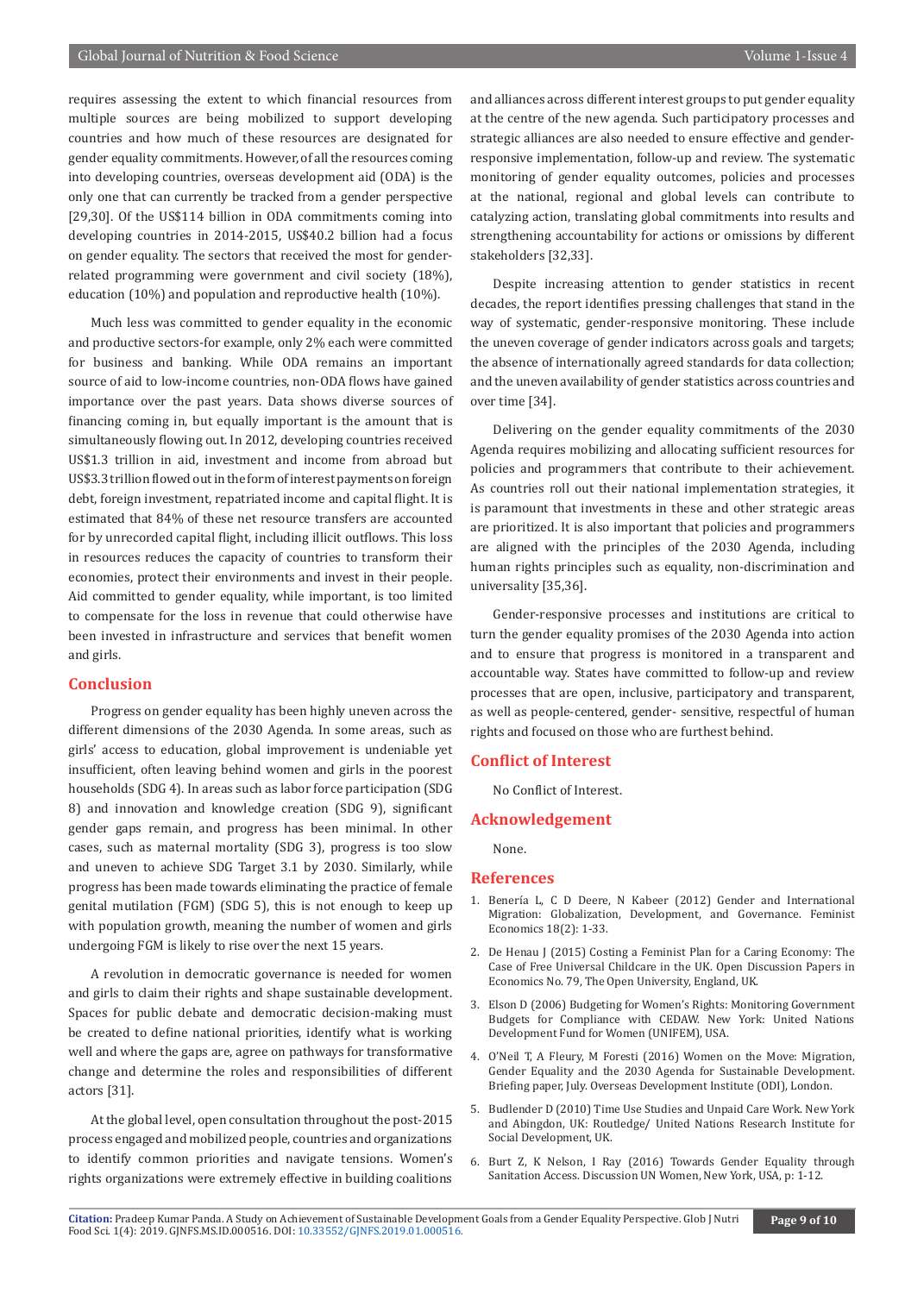requires assessing the extent to which financial resources from multiple sources are being mobilized to support developing countries and how much of these resources are designated for gender equality commitments. However, of all the resources coming into developing countries, overseas development aid (ODA) is the only one that can currently be tracked from a gender perspective [29,30]. Of the US$114 billion in ODA commitments coming into developing countries in 2014-2015, US$40.2 billion had a focus on gender equality. The sectors that received the most for gender-related programming were government and civil society (18%), education (10%) and population and reproductive health (10%).

Much less was committed to gender equality in the economic and productive sectors-for example, only 2% each were committed for business and banking. While ODA remains an important source of aid to low-income countries, non-ODA flows have gained importance over the past years. Data shows diverse sources of financing coming in, but equally important is the amount that is simultaneously flowing out. In 2012, developing countries received US$1.3 trillion in aid, investment and income from abroad but US$3.3 trillion flowed out in the form of interest payments on foreign debt, foreign investment, repatriated income and capital flight. It is estimated that 84% of these net resource transfers are accounted for by unrecorded capital flight, including illicit outflows. This loss in resources reduces the capacity of countries to transform their economies, protect their environments and invest in their people. Aid committed to gender equality, while important, is too limited to compensate for the loss in revenue that could otherwise have been invested in infrastructure and services that benefit women and girls.

## Conclusion

Progress on gender equality has been highly uneven across the different dimensions of the 2030 Agenda. In some areas, such as girls' access to education, global improvement is undeniable yet insufficient, often leaving behind women and girls in the poorest households (SDG 4). In areas such as labor force participation (SDG 8) and innovation and knowledge creation (SDG 9), significant gender gaps remain, and progress has been minimal. In other cases, such as maternal mortality (SDG 3), progress is too slow and uneven to achieve SDG Target 3.1 by 2030. Similarly, while progress has been made towards eliminating the practice of female genital mutilation (FGM) (SDG 5), this is not enough to keep up with population growth, meaning the number of women and girls undergoing FGM is likely to rise over the next 15 years.

A revolution in democratic governance is needed for women and girls to claim their rights and shape sustainable development. Spaces for public debate and democratic decision-making must be created to define national priorities, identify what is working well and where the gaps are, agree on pathways for transformative change and determine the roles and responsibilities of different actors [31].

At the global level, open consultation throughout the post-2015 process engaged and mobilized people, countries and organizations to identify common priorities and navigate tensions. Women's rights organizations were extremely effective in building coalitions and alliances across different interest groups to put gender equality at the centre of the new agenda. Such participatory processes and strategic alliances are also needed to ensure effective and gender-responsive implementation, follow-up and review. The systematic monitoring of gender equality outcomes, policies and processes at the national, regional and global levels can contribute to catalyzing action, translating global commitments into results and strengthening accountability for actions or omissions by different stakeholders [32,33].

Despite increasing attention to gender statistics in recent decades, the report identifies pressing challenges that stand in the way of systematic, gender-responsive monitoring. These include the uneven coverage of gender indicators across goals and targets; the absence of internationally agreed standards for data collection; and the uneven availability of gender statistics across countries and over time [34].

Delivering on the gender equality commitments of the 2030 Agenda requires mobilizing and allocating sufficient resources for policies and programmers that contribute to their achievement. As countries roll out their national implementation strategies, it is paramount that investments in these and other strategic areas are prioritized. It is also important that policies and programmers are aligned with the principles of the 2030 Agenda, including human rights principles such as equality, non-discrimination and universality [35,36].

Gender-responsive processes and institutions are critical to turn the gender equality promises of the 2030 Agenda into action and to ensure that progress is monitored in a transparent and accountable way. States have committed to follow-up and review processes that are open, inclusive, participatory and transparent, as well as people-centered, gender- sensitive, respectful of human rights and focused on those who are furthest behind.

## Conflict of Interest

No Conflict of Interest.

## Acknowledgement

None.

## References

1. Benería L, C D Deere, N Kabeer (2012) Gender and International Migration: Globalization, Development, and Governance. Feminist Economics 18(2): 1-33.
2. De Henau J (2015) Costing a Feminist Plan for a Caring Economy: The Case of Free Universal Childcare in the UK. Open Discussion Papers in Economics No. 79, The Open University, England, UK.
3. Elson D (2006) Budgeting for Women's Rights: Monitoring Government Budgets for Compliance with CEDAW. New York: United Nations Development Fund for Women (UNIFEM), USA.
4. O'Neil T, A Fleury, M Foresti (2016) Women on the Move: Migration, Gender Equality and the 2030 Agenda for Sustainable Development. Briefing paper, July. Overseas Development Institute (ODI), London.
5. Budlender D (2010) Time Use Studies and Unpaid Care Work. New York and Abingdon, UK: Routledge/ United Nations Research Institute for Social Development, UK.
6. Burt Z, K Nelson, I Ray (2016) Towards Gender Equality through Sanitation Access. Discussion UN Women, New York, USA, p: 1-12.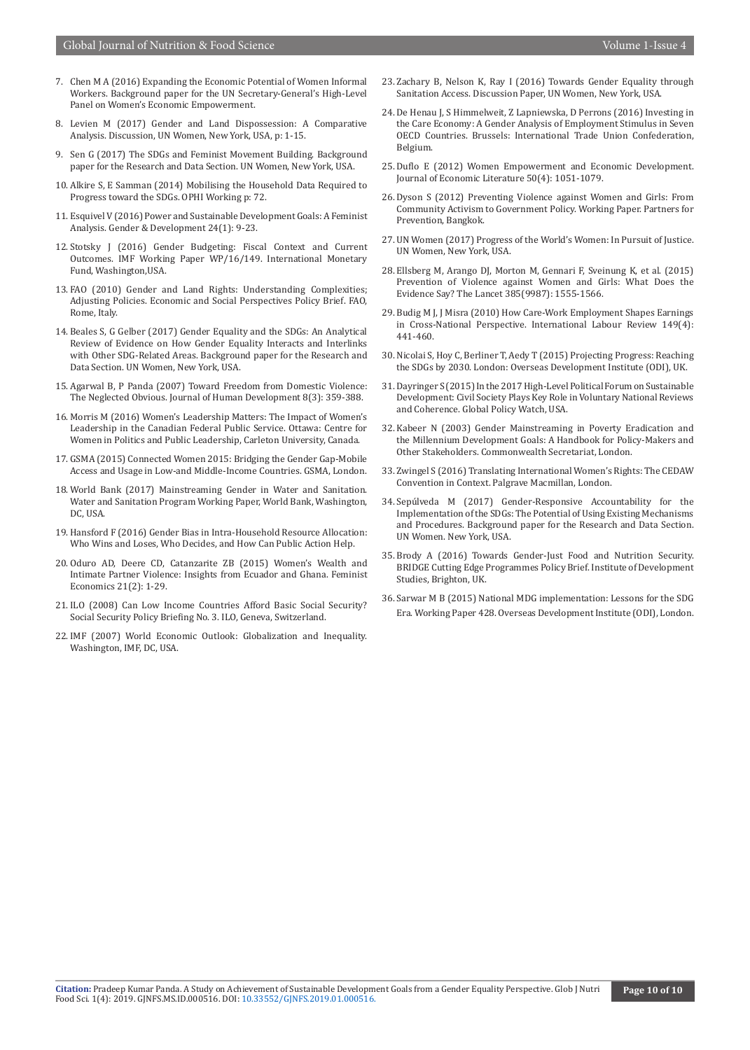7. Chen M A (2016) Expanding the Economic Potential of Women Informal Workers. Background paper for the UN Secretary-General's High-Level Panel on Women's Economic Empowerment.
8. Levien M (2017) Gender and Land Dispossession: A Comparative Analysis. Discussion, UN Women, New York, USA, p: 1-15.
9. Sen G (2017) The SDGs and Feminist Movement Building. Background paper for the Research and Data Section. UN Women, New York, USA.
10. Alkire S, E Samman (2014) Mobilising the Household Data Required to Progress toward the SDGs. OPHI Working p: 72.
11. Esquivel V (2016) Power and Sustainable Development Goals: A Feminist Analysis. Gender & Development 24(1): 9-23.
12. Stotsky J (2016) Gender Budgeting: Fiscal Context and Current Outcomes. IMF Working Paper WP/16/149. International Monetary Fund, Washington,USA.
13. FAO (2010) Gender and Land Rights: Understanding Complexities; Adjusting Policies. Economic and Social Perspectives Policy Brief. FAO, Rome, Italy.
14. Beales S, G Gelber (2017) Gender Equality and the SDGs: An Analytical Review of Evidence on How Gender Equality Interacts and Interlinks with Other SDG-Related Areas. Background paper for the Research and Data Section. UN Women, New York, USA.
15. Agarwal B, P Panda (2007) Toward Freedom from Domestic Violence: The Neglected Obvious. Journal of Human Development 8(3): 359-388.
16. Morris M (2016) Women's Leadership Matters: The Impact of Women's Leadership in the Canadian Federal Public Service. Ottawa: Centre for Women in Politics and Public Leadership, Carleton University, Canada.
17. GSMA (2015) Connected Women 2015: Bridging the Gender Gap-Mobile Access and Usage in Low-and Middle-Income Countries. GSMA, London.
18. World Bank (2017) Mainstreaming Gender in Water and Sanitation. Water and Sanitation Program Working Paper, World Bank, Washington, DC, USA.
19. Hansford F (2016) Gender Bias in Intra-Household Resource Allocation: Who Wins and Loses, Who Decides, and How Can Public Action Help.
20. Oduro AD, Deere CD, Catanzarite ZB (2015) Women's Wealth and Intimate Partner Violence: Insights from Ecuador and Ghana. Feminist Economics 21(2): 1-29.
21. ILO (2008) Can Low Income Countries Afford Basic Social Security? Social Security Policy Briefing No. 3. ILO, Geneva, Switzerland.
22. IMF (2007) World Economic Outlook: Globalization and Inequality. Washington, IMF, DC, USA.
23. Zachary B, Nelson K, Ray I (2016) Towards Gender Equality through Sanitation Access. Discussion Paper, UN Women, New York, USA.
24. De Henau J, S Himmelweit, Z Lapniewska, D Perrons (2016) Investing in the Care Economy: A Gender Analysis of Employment Stimulus in Seven OECD Countries. Brussels: International Trade Union Confederation, Belgium.
25. Duflo E (2012) Women Empowerment and Economic Development. Journal of Economic Literature 50(4): 1051-1079.
26. Dyson S (2012) Preventing Violence against Women and Girls: From Community Activism to Government Policy. Working Paper. Partners for Prevention, Bangkok.
27. UN Women (2017) Progress of the World's Women: In Pursuit of Justice. UN Women, New York, USA.
28. Ellsberg M, Arango DJ, Morton M, Gennari F, Sveinung K, et al. (2015) Prevention of Violence against Women and Girls: What Does the Evidence Say? The Lancet 385(9987): 1555-1566.
29. Budig M J, J Misra (2010) How Care-Work Employment Shapes Earnings in Cross-National Perspective. International Labour Review 149(4): 441-460.
30. Nicolai S, Hoy C, Berliner T, Aedy T (2015) Projecting Progress: Reaching the SDGs by 2030. London: Overseas Development Institute (ODI), UK.
31. Dayringer S (2015) In the 2017 High-Level Political Forum on Sustainable Development: Civil Society Plays Key Role in Voluntary National Reviews and Coherence. Global Policy Watch, USA.
32. Kabeer N (2003) Gender Mainstreaming in Poverty Eradication and the Millennium Development Goals: A Handbook for Policy-Makers and Other Stakeholders. Commonwealth Secretariat, London.
33. Zwingel S (2016) Translating International Women's Rights: The CEDAW Convention in Context. Palgrave Macmillan, London.
34. Sepúlveda M (2017) Gender-Responsive Accountability for the Implementation of the SDGs: The Potential of Using Existing Mechanisms and Procedures. Background paper for the Research and Data Section. UN Women. New York, USA.
35. Brody A (2016) Towards Gender-Just Food and Nutrition Security. BRIDGE Cutting Edge Programmes Policy Brief. Institute of Development Studies, Brighton, UK.
36. Sarwar M B (2015) National MDG implementation: Lessons for the SDG Era. Working Paper 428. Overseas Development Institute (ODI), London.